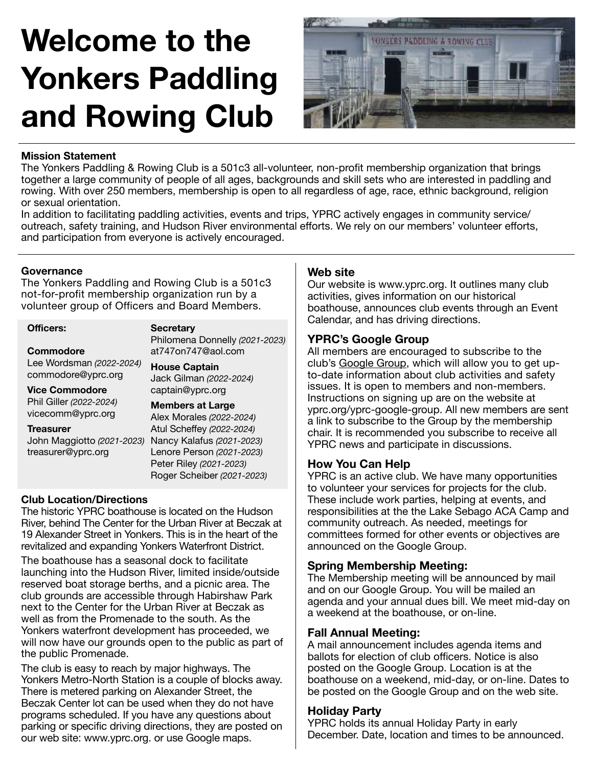# Welcome to the Yonkers Paddling and Rowing Club

**Mission Statement**

The Yonkers Paddling & Rowing Club is a 501c3 all-volunteer, non-profit membership organization that brings together a large community of people of all ages, backgrounds and skill sets who are interested in paddling and rowing. With over 250 members, membership is open to all regardless of age, race, ethnic background, religion or sexual orientation.

In addition to facilitating paddling activities, events and trips, YPRC actively engages in community service/ outreach, safety training, and Hudson River environmental efforts. We rely on our members' volunteer efforts, and participation from everyone is actively encouraged.

**Governance**

The Yonkers Paddling and Rowing Club is a 501c3 not-for-profit membership organization run by a volunteer group of Officers and Board Members.

**Officers:**

**Commodore**
Lee Wordsman *(2022-2024)*
commodore@yprc.org

**Vice Commodore**
Phil Giller *(2022-2024)*
vicecomm@yprc.org

**Treasurer**
John Maggiotto *(2021-2023)*
treasurer@yprc.org

**Secretary**
Philomena Donnelly *(2021-2023)*
at747on747@aol.com

**House Captain**
Jack Gilman *(2022-2024)*
captain@yprc.org

**Members at Large**
Alex Morales *(2022-2024)*
Atul Scheffey *(2022-2024)*
Nancy Kalafus *(2021-2023)*
Lenore Person *(2021-2023)*
Peter Riley *(2021-2023)*
Roger Scheiber *(2021-2023)*

**Club Location/Directions**

The historic YPRC boathouse is located on the Hudson River, behind The Center for the Urban River at Beczak at 19 Alexander Street in Yonkers. This is in the heart of the revitalized and expanding Yonkers Waterfront District.

The boathouse has a seasonal dock to facilitate launching into the Hudson River, limited inside/outside reserved boat storage berths, and a picnic area. The club grounds are accessible through Habirshaw Park next to the Center for the Urban River at Beczak as well as from the Promenade to the south. As the Yonkers waterfront development has proceeded, we will now have our grounds open to the public as part of the public Promenade.

The club is easy to reach by major highways. The Yonkers Metro-North Station is a couple of blocks away. There is metered parking on Alexander Street, the Beczak Center lot can be used when they do not have programs scheduled. If you have any questions about parking or specific driving directions, they are posted on our web site: www.yprc.org. or use Google maps.

### Web site

Our website is www.yprc.org. It outlines many club activities, gives information on our historical boathouse, announces club events through an Event Calendar, and has driving directions.

### YPRC's Google Group

All members are encouraged to subscribe to the club's Google Group, which will allow you to get up-to-date information about club activities and safety issues. It is open to members and non-members. Instructions on signing up are on the website at yprc.org/yprc-google-group. All new members are sent a link to subscribe to the Group by the membership chair. It is recommended you subscribe to receive all YPRC news and participate in discussions.

### How You Can Help

YPRC is an active club. We have many opportunities to volunteer your services for projects for the club. These include work parties, helping at events, and responsibilities at the the Lake Sebago ACA Camp and community outreach. As needed, meetings for committees formed for other events or objectives are announced on the Google Group.

### Spring Membership Meeting:

The Membership meeting will be announced by mail and on our Google Group. You will be mailed an agenda and your annual dues bill. We meet mid-day on a weekend at the boathouse, or on-line.

### Fall Annual Meeting:

A mail announcement includes agenda items and ballots for election of club officers. Notice is also posted on the Google Group. Location is at the boathouse on a weekend, mid-day, or on-line. Dates to be posted on the Google Group and on the web site.

### Holiday Party

YPRC holds its annual Holiday Party in early December. Date, location and times to be announced.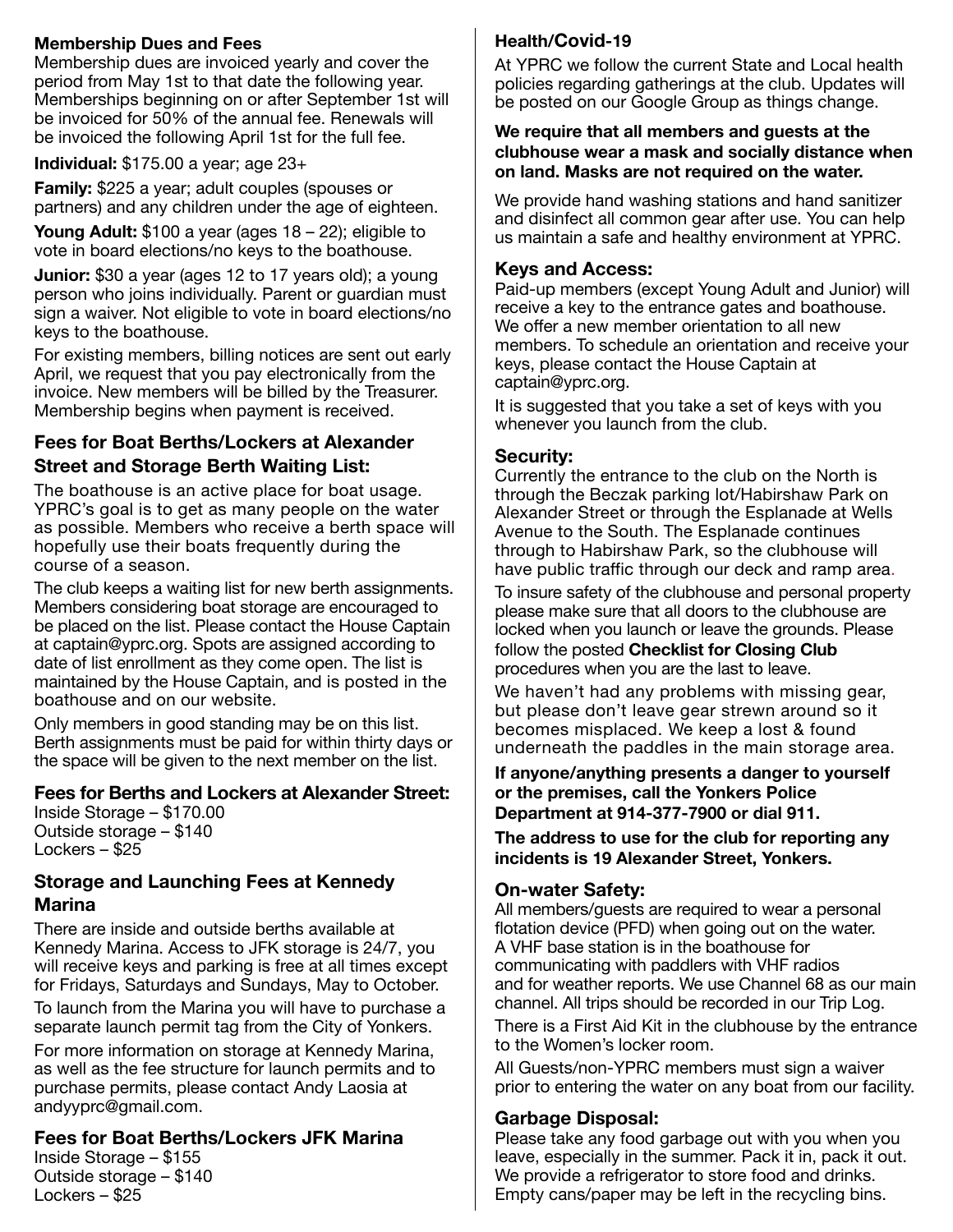## Membership Dues and Fees

Membership dues are invoiced yearly and cover the period from May 1st to that date the following year. Memberships beginning on or after September 1st will be invoiced for 50% of the annual fee. Renewals will be invoiced the following April 1st for the full fee.

**Individual:** $175.00 a year; age 23+

**Family:** $225 a year; adult couples (spouses or partners) and any children under the age of eighteen.

**Young Adult:** $100 a year (ages 18 – 22); eligible to vote in board elections/no keys to the boathouse.

**Junior:** $30 a year (ages 12 to 17 years old); a young person who joins individually. Parent or guardian must sign a waiver. Not eligible to vote in board elections/no keys to the boathouse.

For existing members, billing notices are sent out early April, we request that you pay electronically from the invoice. New members will be billed by the Treasurer. Membership begins when payment is received.

## Fees for Boat Berths/Lockers at Alexander Street and Storage Berth Waiting List:

The boathouse is an active place for boat usage. YPRC's goal is to get as many people on the water as possible. Members who receive a berth space will hopefully use their boats frequently during the course of a season.

The club keeps a waiting list for new berth assignments. Members considering boat storage are encouraged to be placed on the list. Please contact the House Captain at captain@yprc.org. Spots are assigned according to date of list enrollment as they come open. The list is maintained by the House Captain, and is posted in the boathouse and on our website.

Only members in good standing may be on this list. Berth assignments must be paid for within thirty days or the space will be given to the next member on the list.

## Fees for Berths and Lockers at Alexander Street:

Inside Storage – $170.00
Outside storage – $140
Lockers – $25

## Storage and Launching Fees at Kennedy Marina

There are inside and outside berths available at Kennedy Marina. Access to JFK storage is 24/7, you will receive keys and parking is free at all times except for Fridays, Saturdays and Sundays, May to October.

To launch from the Marina you will have to purchase a separate launch permit tag from the City of Yonkers.

For more information on storage at Kennedy Marina, as well as the fee structure for launch permits and to purchase permits, please contact Andy Laosia at andyyprc@gmail.com.

## Fees for Boat Berths/Lockers JFK Marina

Inside Storage – $155
Outside storage – $140
Lockers – $25

## Health/Covid-19

At YPRC we follow the current State and Local health policies regarding gatherings at the club. Updates will be posted on our Google Group as things change.

**We require that all members and guests at the clubhouse wear a mask and socially distance when on land. Masks are not required on the water.**

We provide hand washing stations and hand sanitizer and disinfect all common gear after use. You can help us maintain a safe and healthy environment at YPRC.

## Keys and Access:

Paid-up members (except Young Adult and Junior) will receive a key to the entrance gates and boathouse. We offer a new member orientation to all new members. To schedule an orientation and receive your keys, please contact the House Captain at captain@yprc.org.

It is suggested that you take a set of keys with you whenever you launch from the club.

## Security:

Currently the entrance to the club on the North is through the Beczak parking lot/Habirshaw Park on Alexander Street or through the Esplanade at Wells Avenue to the South. The Esplanade continues through to Habirshaw Park, so the clubhouse will have public traffic through our deck and ramp area.

To insure safety of the clubhouse and personal property please make sure that all doors to the clubhouse are locked when you launch or leave the grounds. Please follow the posted **Checklist for Closing Club** procedures when you are the last to leave.

We haven't had any problems with missing gear, but please don't leave gear strewn around so it becomes misplaced. We keep a lost & found underneath the paddles in the main storage area.

**If anyone/anything presents a danger to yourself or the premises, call the Yonkers Police Department at 914-377-7900 or dial 911.**

**The address to use for the club for reporting any incidents is 19 Alexander Street, Yonkers.**

## On-water Safety:

All members/guests are required to wear a personal flotation device (PFD) when going out on the water. A VHF base station is in the boathouse for communicating with paddlers with VHF radios and for weather reports. We use Channel 68 as our main channel. All trips should be recorded in our Trip Log.

There is a First Aid Kit in the clubhouse by the entrance to the Women's locker room.

All Guests/non-YPRC members must sign a waiver prior to entering the water on any boat from our facility.

## Garbage Disposal:

Please take any food garbage out with you when you leave, especially in the summer. Pack it in, pack it out. We provide a refrigerator to store food and drinks. Empty cans/paper may be left in the recycling bins.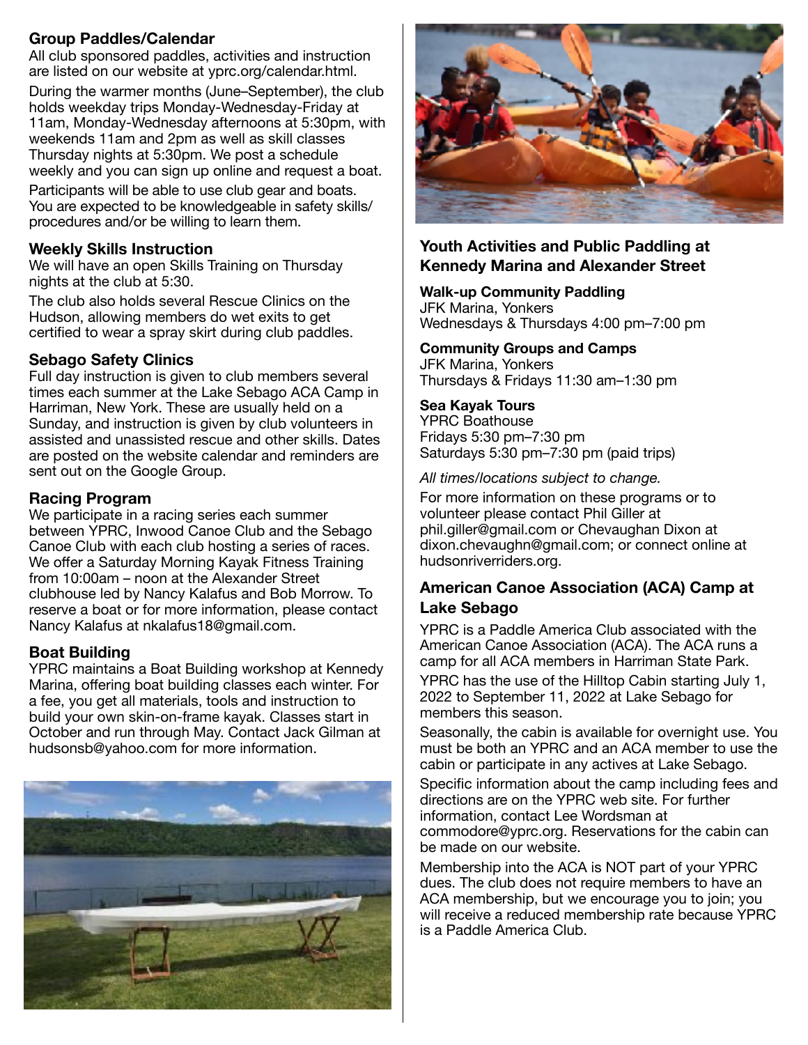## Group Paddles/Calendar

All club sponsored paddles, activities and instruction are listed on our website at yprc.org/calendar.html.

During the warmer months (June–September), the club holds weekday trips Monday-Wednesday-Friday at 11am, Monday-Wednesday afternoons at 5:30pm, with weekends 11am and 2pm as well as skill classes Thursday nights at 5:30pm. We post a schedule weekly and you can sign up online and request a boat.

Participants will be able to use club gear and boats. You are expected to be knowledgeable in safety skills/procedures and/or be willing to learn them.

## Weekly Skills Instruction

We will have an open Skills Training on Thursday nights at the club at 5:30.

The club also holds several Rescue Clinics on the Hudson, allowing members do wet exits to get certified to wear a spray skirt during club paddles.

## Sebago Safety Clinics

Full day instruction is given to club members several times each summer at the Lake Sebago ACA Camp in Harriman, New York. These are usually held on a Sunday, and instruction is given by club volunteers in assisted and unassisted rescue and other skills. Dates are posted on the website calendar and reminders are sent out on the Google Group.

## Racing Program

We participate in a racing series each summer between YPRC, Inwood Canoe Club and the Sebago Canoe Club with each club hosting a series of races. We offer a Saturday Morning Kayak Fitness Training from 10:00am – noon at the Alexander Street clubhouse led by Nancy Kalafus and Bob Morrow. To reserve a boat or for more information, please contact Nancy Kalafus at nkalafus18@gmail.com.

## Boat Building

YPRC maintains a Boat Building workshop at Kennedy Marina, offering boat building classes each winter. For a fee, you get all materials, tools and instruction to build your own skin-on-frame kayak. Classes start in October and run through May. Contact Jack Gilman at hudsonsb@yahoo.com for more information.

## Youth Activities and Public Paddling at Kennedy Marina and Alexander Street

**Walk-up Community Paddling**
JFK Marina, Yonkers
Wednesdays & Thursdays 4:00 pm–7:00 pm

**Community Groups and Camps**
JFK Marina, Yonkers
Thursdays & Fridays 11:30 am–1:30 pm

**Sea Kayak Tours**
YPRC Boathouse
Fridays 5:30 pm–7:30 pm
Saturdays 5:30 pm–7:30 pm (paid trips)

*All times/locations subject to change.*

For more information on these programs or to volunteer please contact Phil Giller at phil.giller@gmail.com or Chevaughan Dixon at dixon.chevaughn@gmail.com; or connect online at hudsonriverriders.org.

## American Canoe Association (ACA) Camp at Lake Sebago

YPRC is a Paddle America Club associated with the American Canoe Association (ACA). The ACA runs a camp for all ACA members in Harriman State Park.

YPRC has the use of the Hilltop Cabin starting July 1, 2022 to September 11, 2022 at Lake Sebago for members this season.

Seasonally, the cabin is available for overnight use. You must be both an YPRC and an ACA member to use the cabin or participate in any actives at Lake Sebago.

Specific information about the camp including fees and directions are on the YPRC web site. For further information, contact Lee Wordsman at commodore@yprc.org. Reservations for the cabin can be made on our website.

Membership into the ACA is NOT part of your YPRC dues. The club does not require members to have an ACA membership, but we encourage you to join; you will receive a reduced membership rate because YPRC is a Paddle America Club.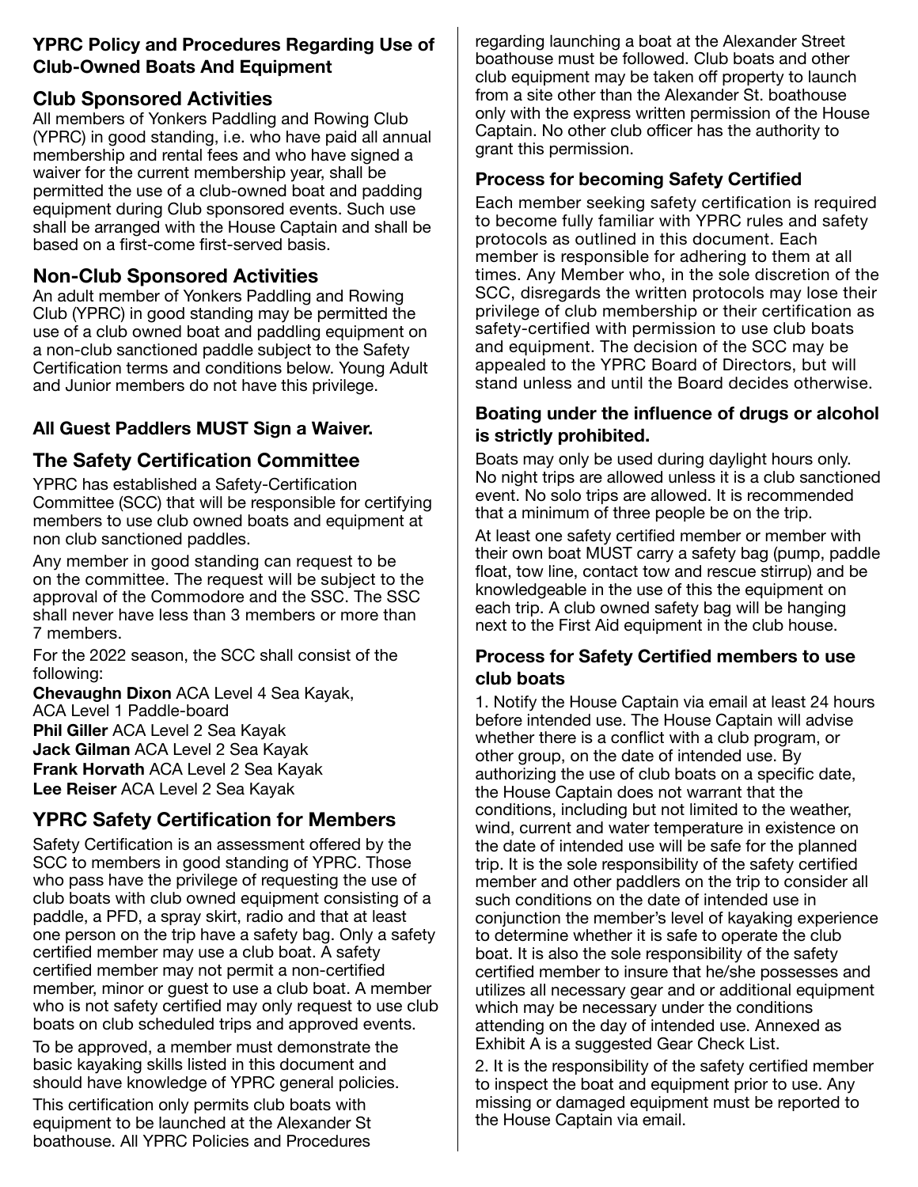**YPRC Policy and Procedures Regarding Use of Club-Owned Boats And Equipment**

## Club Sponsored Activities

All members of Yonkers Paddling and Rowing Club (YPRC) in good standing, i.e. who have paid all annual membership and rental fees and who have signed a waiver for the current membership year, shall be permitted the use of a club-owned boat and padding equipment during Club sponsored events. Such use shall be arranged with the House Captain and shall be based on a first-come first-served basis.

## Non-Club Sponsored Activities

An adult member of Yonkers Paddling and Rowing Club (YPRC) in good standing may be permitted the use of a club owned boat and paddling equipment on a non-club sanctioned paddle subject to the Safety Certification terms and conditions below. Young Adult and Junior members do not have this privilege.

**All Guest Paddlers MUST Sign a Waiver.**

## The Safety Certification Committee

YPRC has established a Safety-Certification Committee (SCC) that will be responsible for certifying members to use club owned boats and equipment at non club sanctioned paddles.

Any member in good standing can request to be on the committee. The request will be subject to the approval of the Commodore and the SSC. The SSC shall never have less than 3 members or more than 7 members.

For the 2022 season, the SCC shall consist of the following:

**Chevaughn Dixon** ACA Level 4 Sea Kayak, ACA Level 1 Paddle-board
**Phil Giller** ACA Level 2 Sea Kayak
**Jack Gilman** ACA Level 2 Sea Kayak
**Frank Horvath** ACA Level 2 Sea Kayak
**Lee Reiser** ACA Level 2 Sea Kayak

## YPRC Safety Certification for Members

Safety Certification is an assessment offered by the SCC to members in good standing of YPRC. Those who pass have the privilege of requesting the use of club boats with club owned equipment consisting of a paddle, a PFD, a spray skirt, radio and that at least one person on the trip have a safety bag. Only a safety certified member may use a club boat. A safety certified member may not permit a non-certified member, minor or guest to use a club boat. A member who is not safety certified may only request to use club boats on club scheduled trips and approved events.

To be approved, a member must demonstrate the basic kayaking skills listed in this document and should have knowledge of YPRC general policies.

This certification only permits club boats with equipment to be launched at the Alexander St boathouse. All YPRC Policies and Procedures regarding launching a boat at the Alexander Street boathouse must be followed. Club boats and other club equipment may be taken off property to launch from a site other than the Alexander St. boathouse only with the express written permission of the House Captain. No other club officer has the authority to grant this permission.

### Process for becoming Safety Certified

Each member seeking safety certification is required to become fully familiar with YPRC rules and safety protocols as outlined in this document. Each member is responsible for adhering to them at all times. Any Member who, in the sole discretion of the SCC, disregards the written protocols may lose their privilege of club membership or their certification as safety-certified with permission to use club boats and equipment. The decision of the SCC may be appealed to the YPRC Board of Directors, but will stand unless and until the Board decides otherwise.

### Boating under the influence of drugs or alcohol is strictly prohibited.

Boats may only be used during daylight hours only. No night trips are allowed unless it is a club sanctioned event. No solo trips are allowed. It is recommended that a minimum of three people be on the trip.

At least one safety certified member or member with their own boat MUST carry a safety bag (pump, paddle float, tow line, contact tow and rescue stirrup) and be knowledgeable in the use of this the equipment on each trip. A club owned safety bag will be hanging next to the First Aid equipment in the club house.

### Process for Safety Certified members to use club boats

1. Notify the House Captain via email at least 24 hours before intended use. The House Captain will advise whether there is a conflict with a club program, or other group, on the date of intended use. By authorizing the use of club boats on a specific date, the House Captain does not warrant that the conditions, including but not limited to the weather, wind, current and water temperature in existence on the date of intended use will be safe for the planned trip. It is the sole responsibility of the safety certified member and other paddlers on the trip to consider all such conditions on the date of intended use in conjunction the member's level of kayaking experience to determine whether it is safe to operate the club boat. It is also the sole responsibility of the safety certified member to insure that he/she possesses and utilizes all necessary gear and or additional equipment which may be necessary under the conditions attending on the day of intended use. Annexed as Exhibit A is a suggested Gear Check List.

2. It is the responsibility of the safety certified member to inspect the boat and equipment prior to use. Any missing or damaged equipment must be reported to the House Captain via email.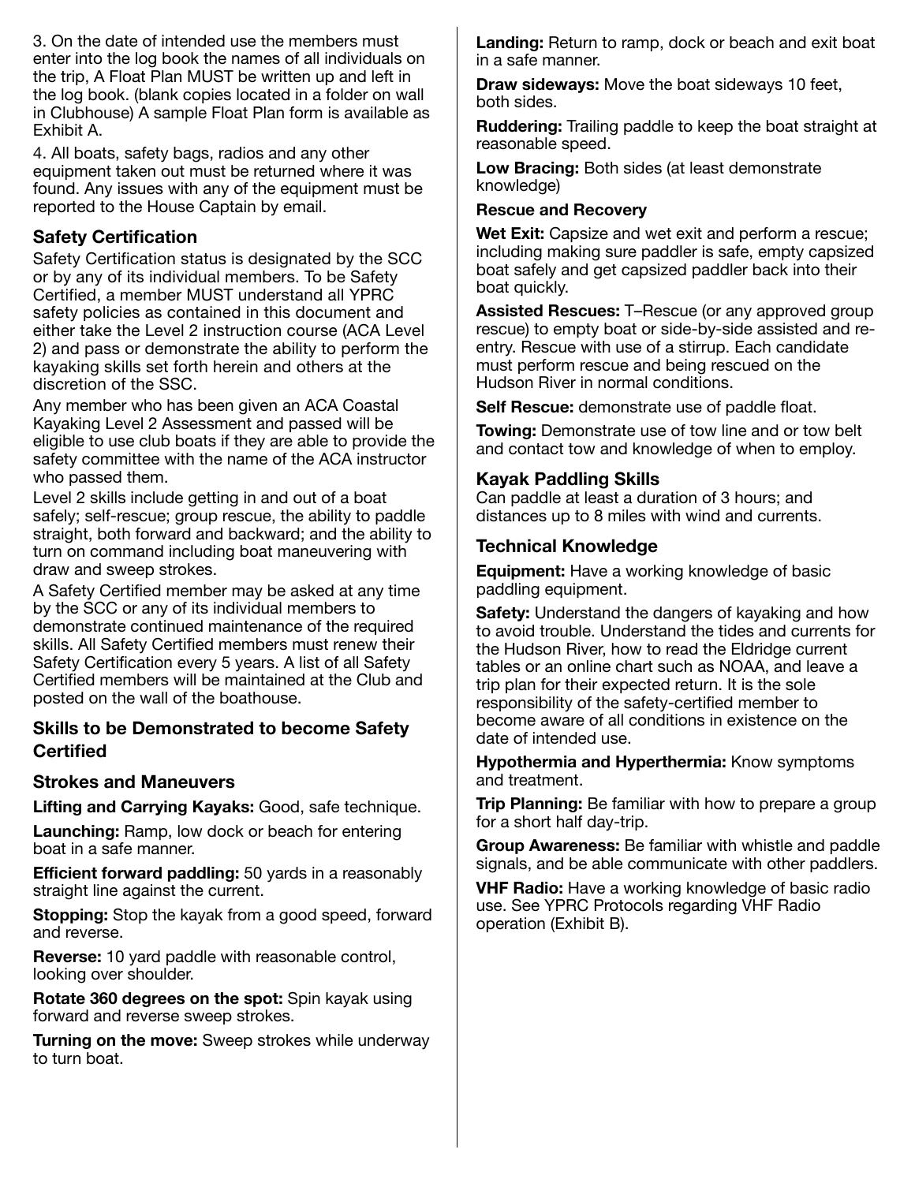3. On the date of intended use the members must enter into the log book the names of all individuals on the trip, A Float Plan MUST be written up and left in the log book. (blank copies located in a folder on wall in Clubhouse) A sample Float Plan form is available as Exhibit A.

4. All boats, safety bags, radios and any other equipment taken out must be returned where it was found. Any issues with any of the equipment must be reported to the House Captain by email.

## Safety Certification

Safety Certification status is designated by the SCC or by any of its individual members. To be Safety Certified, a member MUST understand all YPRC safety policies as contained in this document and either take the Level 2 instruction course (ACA Level 2) and pass or demonstrate the ability to perform the kayaking skills set forth herein and others at the discretion of the SSC.

Any member who has been given an ACA Coastal Kayaking Level 2 Assessment and passed will be eligible to use club boats if they are able to provide the safety committee with the name of the ACA instructor who passed them.

Level 2 skills include getting in and out of a boat safely; self-rescue; group rescue, the ability to paddle straight, both forward and backward; and the ability to turn on command including boat maneuvering with draw and sweep strokes.

A Safety Certified member may be asked at any time by the SCC or any of its individual members to demonstrate continued maintenance of the required skills. All Safety Certified members must renew their Safety Certification every 5 years. A list of all Safety Certified members will be maintained at the Club and posted on the wall of the boathouse.

## Skills to be Demonstrated to become Safety Certified

### Strokes and Maneuvers

**Lifting and Carrying Kayaks:** Good, safe technique.

**Launching:** Ramp, low dock or beach for entering boat in a safe manner.

**Efficient forward paddling:** 50 yards in a reasonably straight line against the current.

**Stopping:** Stop the kayak from a good speed, forward and reverse.

**Reverse:** 10 yard paddle with reasonable control, looking over shoulder.

**Rotate 360 degrees on the spot:** Spin kayak using forward and reverse sweep strokes.

**Turning on the move:** Sweep strokes while underway to turn boat.

**Landing:** Return to ramp, dock or beach and exit boat in a safe manner.

**Draw sideways:** Move the boat sideways 10 feet, both sides.

**Ruddering:** Trailing paddle to keep the boat straight at reasonable speed.

**Low Bracing:** Both sides (at least demonstrate knowledge)

**Rescue and Recovery**

**Wet Exit:** Capsize and wet exit and perform a rescue; including making sure paddler is safe, empty capsized boat safely and get capsized paddler back into their boat quickly.

**Assisted Rescues:** T–Rescue (or any approved group rescue) to empty boat or side-by-side assisted and re-entry. Rescue with use of a stirrup. Each candidate must perform rescue and being rescued on the Hudson River in normal conditions.

**Self Rescue:** demonstrate use of paddle float.

**Towing:** Demonstrate use of tow line and or tow belt and contact tow and knowledge of when to employ.

### Kayak Paddling Skills

Can paddle at least a duration of 3 hours; and distances up to 8 miles with wind and currents.

### Technical Knowledge

**Equipment:** Have a working knowledge of basic paddling equipment.

**Safety:** Understand the dangers of kayaking and how to avoid trouble. Understand the tides and currents for the Hudson River, how to read the Eldridge current tables or an online chart such as NOAA, and leave a trip plan for their expected return. It is the sole responsibility of the safety-certified member to become aware of all conditions in existence on the date of intended use.

**Hypothermia and Hyperthermia:** Know symptoms and treatment.

**Trip Planning:** Be familiar with how to prepare a group for a short half day-trip.

**Group Awareness:** Be familiar with whistle and paddle signals, and be able communicate with other paddlers.

**VHF Radio:** Have a working knowledge of basic radio use. See YPRC Protocols regarding VHF Radio operation (Exhibit B).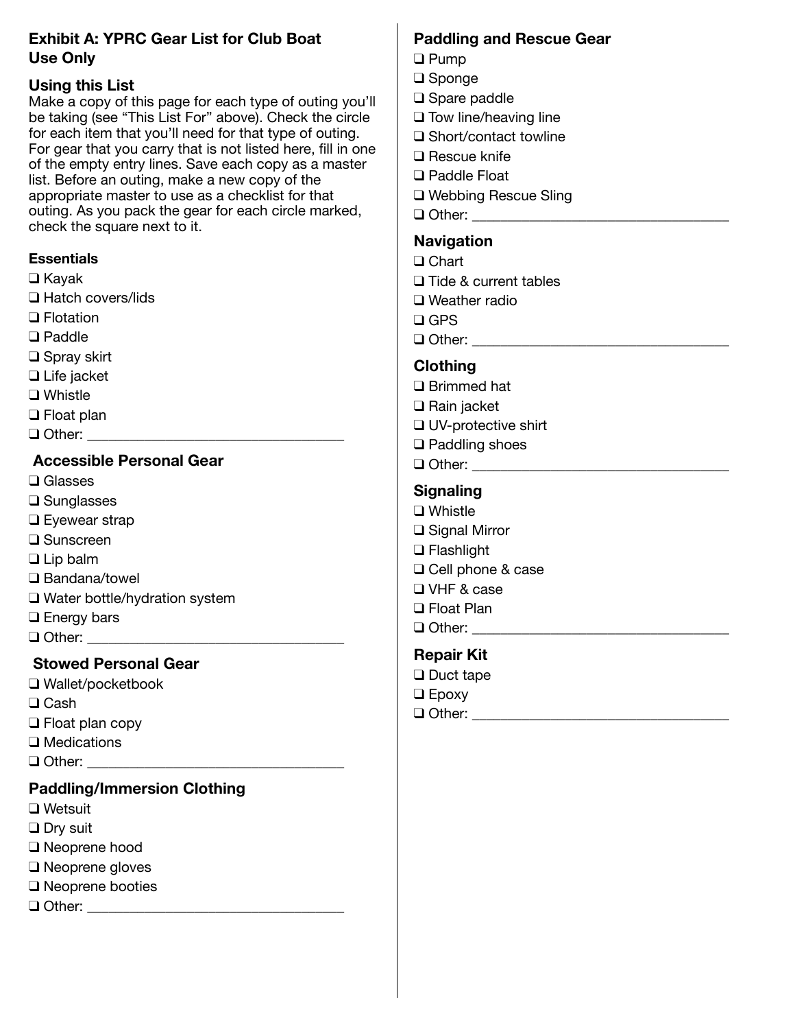## Exhibit A: YPRC Gear List for Club Boat Use Only

### Using this List

Make a copy of this page for each type of outing you'll be taking (see "This List For" above). Check the circle for each item that you'll need for that type of outing. For gear that you carry that is not listed here, fill in one of the empty entry lines. Save each copy as a master list. Before an outing, make a new copy of the appropriate master to use as a checklist for that outing. As you pack the gear for each circle marked, check the square next to it.

### Essentials

- ❑ Kayak
- ❑ Hatch covers/lids
- ❑ Flotation
- ❑ Paddle
- ❑ Spray skirt
- ❑ Life jacket
- ❑ Whistle
- ❑ Float plan
- ❑ Other: ______________________________

### Accessible Personal Gear

- ❑ Glasses
- ❑ Sunglasses
- ❑ Eyewear strap
- ❑ Sunscreen
- ❑ Lip balm
- ❑ Bandana/towel
- ❑ Water bottle/hydration system
- ❑ Energy bars
- ❑ Other: ______________________________

### Stowed Personal Gear

- ❑ Wallet/pocketbook
- ❑ Cash
- ❑ Float plan copy
- ❑ Medications
- ❑ Other: ______________________________

### Paddling/Immersion Clothing

- ❑ Wetsuit
- ❑ Dry suit
- ❑ Neoprene hood
- ❑ Neoprene gloves
- ❑ Neoprene booties
- ❑ Other: ______________________________

### Paddling and Rescue Gear

- ❑ Pump
- ❑ Sponge
- ❑ Spare paddle
- ❑ Tow line/heaving line
- ❑ Short/contact towline
- ❑ Rescue knife
- ❑ Paddle Float
- ❑ Webbing Rescue Sling
- ❑ Other: ______________________________

### Navigation

- ❑ Chart
- ❑ Tide & current tables
- ❑ Weather radio
- ❑ GPS
- ❑ Other: ______________________________

### Clothing

- ❑ Brimmed hat
- ❑ Rain jacket
- ❑ UV-protective shirt
- ❑ Paddling shoes
- ❑ Other: ______________________________

### Signaling

- ❑ Whistle
- ❑ Signal Mirror
- ❑ Flashlight
- ❑ Cell phone & case
- ❑ VHF & case
- ❑ Float Plan
- ❑ Other: ______________________________

### Repair Kit

- ❑ Duct tape
- ❑ Epoxy
- ❑ Other: ______________________________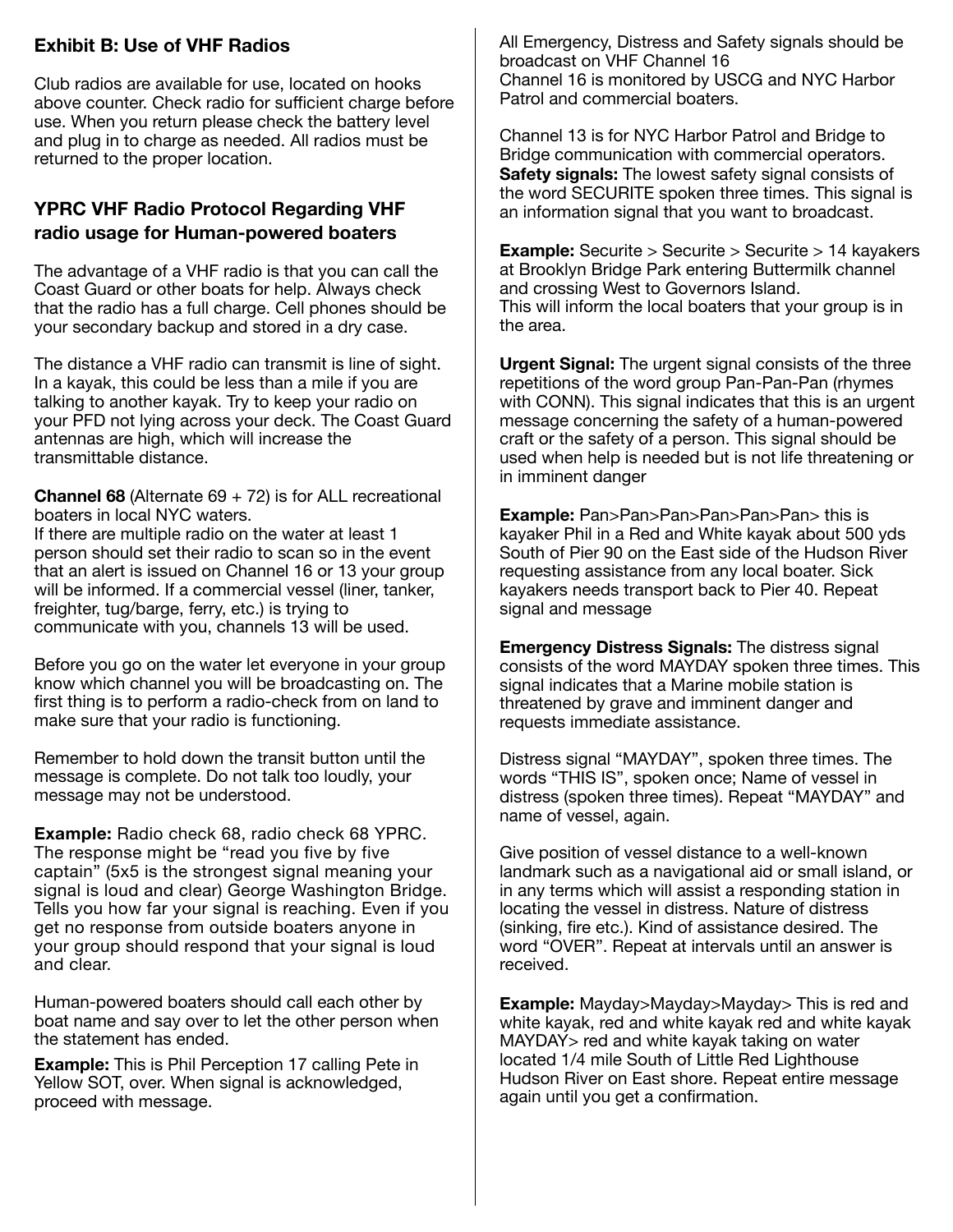## Exhibit B: Use of VHF Radios

Club radios are available for use, located on hooks above counter. Check radio for sufficient charge before use. When you return please check the battery level and plug in to charge as needed. All radios must be returned to the proper location.

### YPRC VHF Radio Protocol Regarding VHF radio usage for Human-powered boaters

The advantage of a VHF radio is that you can call the Coast Guard or other boats for help. Always check that the radio has a full charge. Cell phones should be your secondary backup and stored in a dry case.

The distance a VHF radio can transmit is line of sight. In a kayak, this could be less than a mile if you are talking to another kayak. Try to keep your radio on your PFD not lying across your deck. The Coast Guard antennas are high, which will increase the transmittable distance.

**Channel 68** (Alternate 69 + 72) is for ALL recreational boaters in local NYC waters.
If there are multiple radio on the water at least 1 person should set their radio to scan so in the event that an alert is issued on Channel 16 or 13 your group will be informed. If a commercial vessel (liner, tanker, freighter, tug/barge, ferry, etc.) is trying to communicate with you, channels 13 will be used.

Before you go on the water let everyone in your group know which channel you will be broadcasting on. The first thing is to perform a radio-check from on land to make sure that your radio is functioning.

Remember to hold down the transit button until the message is complete. Do not talk too loudly, your message may not be understood.

**Example:** Radio check 68, radio check 68 YPRC. The response might be "read you five by five captain" (5x5 is the strongest signal meaning your signal is loud and clear) George Washington Bridge. Tells you how far your signal is reaching. Even if you get no response from outside boaters anyone in your group should respond that your signal is loud and clear.

Human-powered boaters should call each other by boat name and say over to let the other person when the statement has ended.

**Example:** This is Phil Perception 17 calling Pete in Yellow SOT, over. When signal is acknowledged, proceed with message.

All Emergency, Distress and Safety signals should be broadcast on VHF Channel 16
Channel 16 is monitored by USCG and NYC Harbor Patrol and commercial boaters.

Channel 13 is for NYC Harbor Patrol and Bridge to Bridge communication with commercial operators.
**Safety signals:** The lowest safety signal consists of the word SECURITE spoken three times. This signal is an information signal that you want to broadcast.

**Example:** Securite > Securite > Securite > 14 kayakers at Brooklyn Bridge Park entering Buttermilk channel and crossing West to Governors Island.
This will inform the local boaters that your group is in the area.

**Urgent Signal:** The urgent signal consists of the three repetitions of the word group Pan-Pan-Pan (rhymes with CONN). This signal indicates that this is an urgent message concerning the safety of a human-powered craft or the safety of a person. This signal should be used when help is needed but is not life threatening or in imminent danger

**Example:** Pan>Pan>Pan>Pan>Pan>Pan> this is kayaker Phil in a Red and White kayak about 500 yds South of Pier 90 on the East side of the Hudson River requesting assistance from any local boater. Sick kayakers needs transport back to Pier 40. Repeat signal and message

**Emergency Distress Signals:** The distress signal consists of the word MAYDAY spoken three times. This signal indicates that a Marine mobile station is threatened by grave and imminent danger and requests immediate assistance.

Distress signal "MAYDAY", spoken three times. The words "THIS IS", spoken once; Name of vessel in distress (spoken three times). Repeat "MAYDAY" and name of vessel, again.

Give position of vessel distance to a well-known landmark such as a navigational aid or small island, or in any terms which will assist a responding station in locating the vessel in distress. Nature of distress (sinking, fire etc.). Kind of assistance desired. The word "OVER". Repeat at intervals until an answer is received.

**Example:** Mayday>Mayday>Mayday> This is red and white kayak, red and white kayak red and white kayak MAYDAY> red and white kayak taking on water located 1/4 mile South of Little Red Lighthouse Hudson River on East shore. Repeat entire message again until you get a confirmation.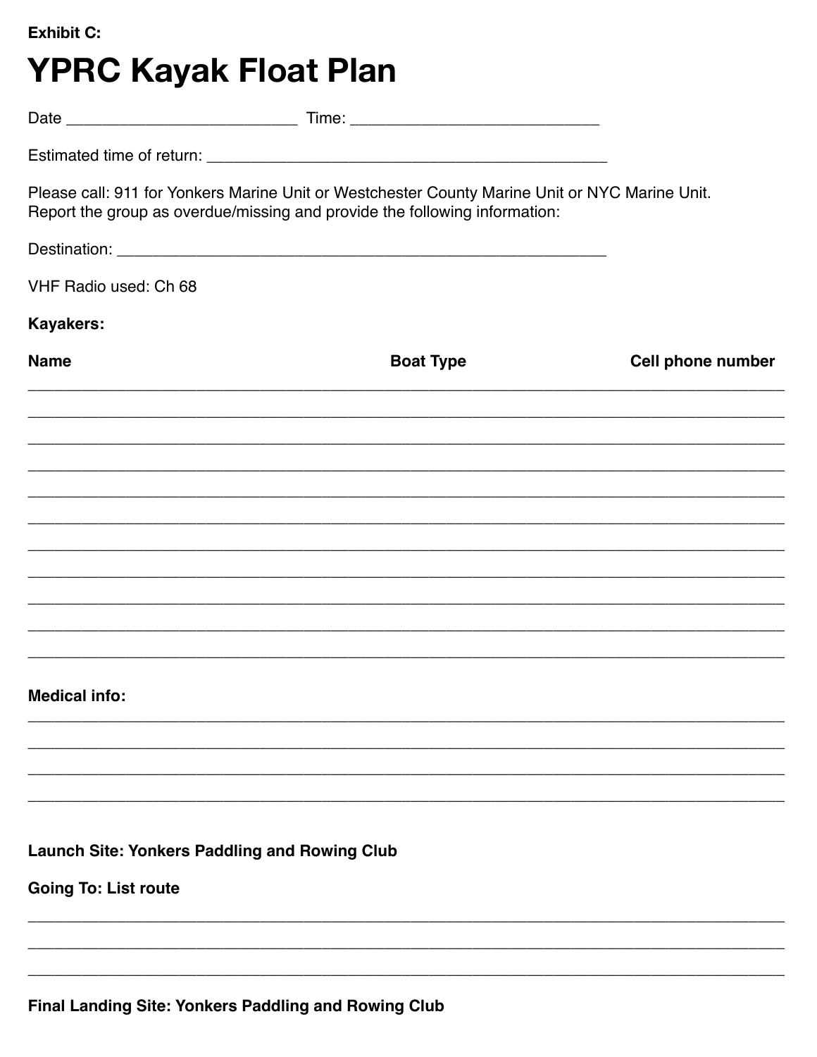**Exhibit C:**

# YPRC Kayak Float Plan

Date ___________________________ Time: ____________________________

Estimated time of return: ______________________________________________

Please call: 911 for Yonkers Marine Unit or Westchester County Marine Unit or NYC Marine Unit.
Report the group as overdue/missing and provide the following information:

Destination: ___________________________________________________________

VHF Radio used: Ch 68

**Kayakers:**

| Name | Boat Type | Cell phone number |
|---|---|---|
| | | |
| | | |
| | | |
| | | |
| | | |
| | | |
| | | |
| | | |
| | | |
| | | |
| | | |

**Medical info:**

_______________________________________________________________________________

_______________________________________________________________________________

_______________________________________________________________________________

_______________________________________________________________________________

**Launch Site: Yonkers Paddling and Rowing Club**

**Going To: List route**

_______________________________________________________________________________

_______________________________________________________________________________

_______________________________________________________________________________

**Final Landing Site: Yonkers Paddling and Rowing Club**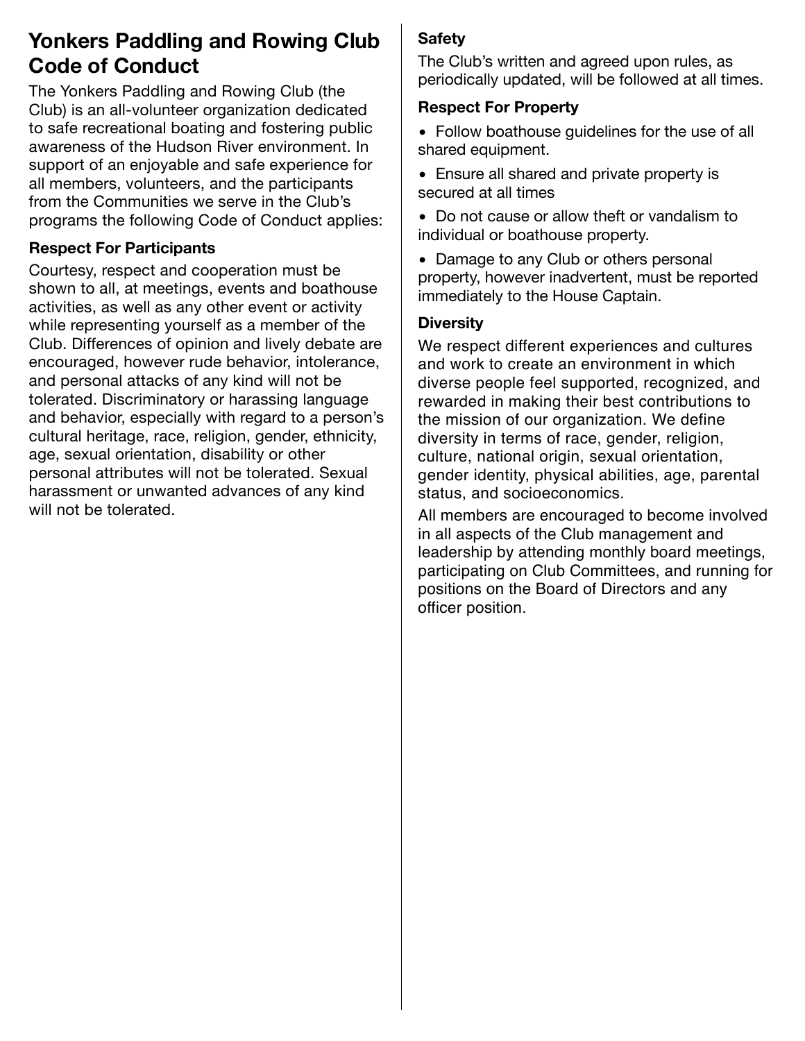# Yonkers Paddling and Rowing Club Code of Conduct

The Yonkers Paddling and Rowing Club (the Club) is an all-volunteer organization dedicated to safe recreational boating and fostering public awareness of the Hudson River environment. In support of an enjoyable and safe experience for all members, volunteers, and the participants from the Communities we serve in the Club's programs the following Code of Conduct applies:

**Respect For Participants**

Courtesy, respect and cooperation must be shown to all, at meetings, events and boathouse activities, as well as any other event or activity while representing yourself as a member of the Club. Differences of opinion and lively debate are encouraged, however rude behavior, intolerance, and personal attacks of any kind will not be tolerated. Discriminatory or harassing language and behavior, especially with regard to a person's cultural heritage, race, religion, gender, ethnicity, age, sexual orientation, disability or other personal attributes will not be tolerated. Sexual harassment or unwanted advances of any kind will not be tolerated.

**Safety**

The Club's written and agreed upon rules, as periodically updated, will be followed at all times.

**Respect For Property**

- Follow boathouse guidelines for the use of all shared equipment.
- Ensure all shared and private property is secured at all times
- Do not cause or allow theft or vandalism to individual or boathouse property.
- Damage to any Club or others personal property, however inadvertent, must be reported immediately to the House Captain.

**Diversity**

We respect different experiences and cultures and work to create an environment in which diverse people feel supported, recognized, and rewarded in making their best contributions to the mission of our organization. We define diversity in terms of race, gender, religion, culture, national origin, sexual orientation, gender identity, physical abilities, age, parental status, and socioeconomics.

All members are encouraged to become involved in all aspects of the Club management and leadership by attending monthly board meetings, participating on Club Committees, and running for positions on the Board of Directors and any officer position.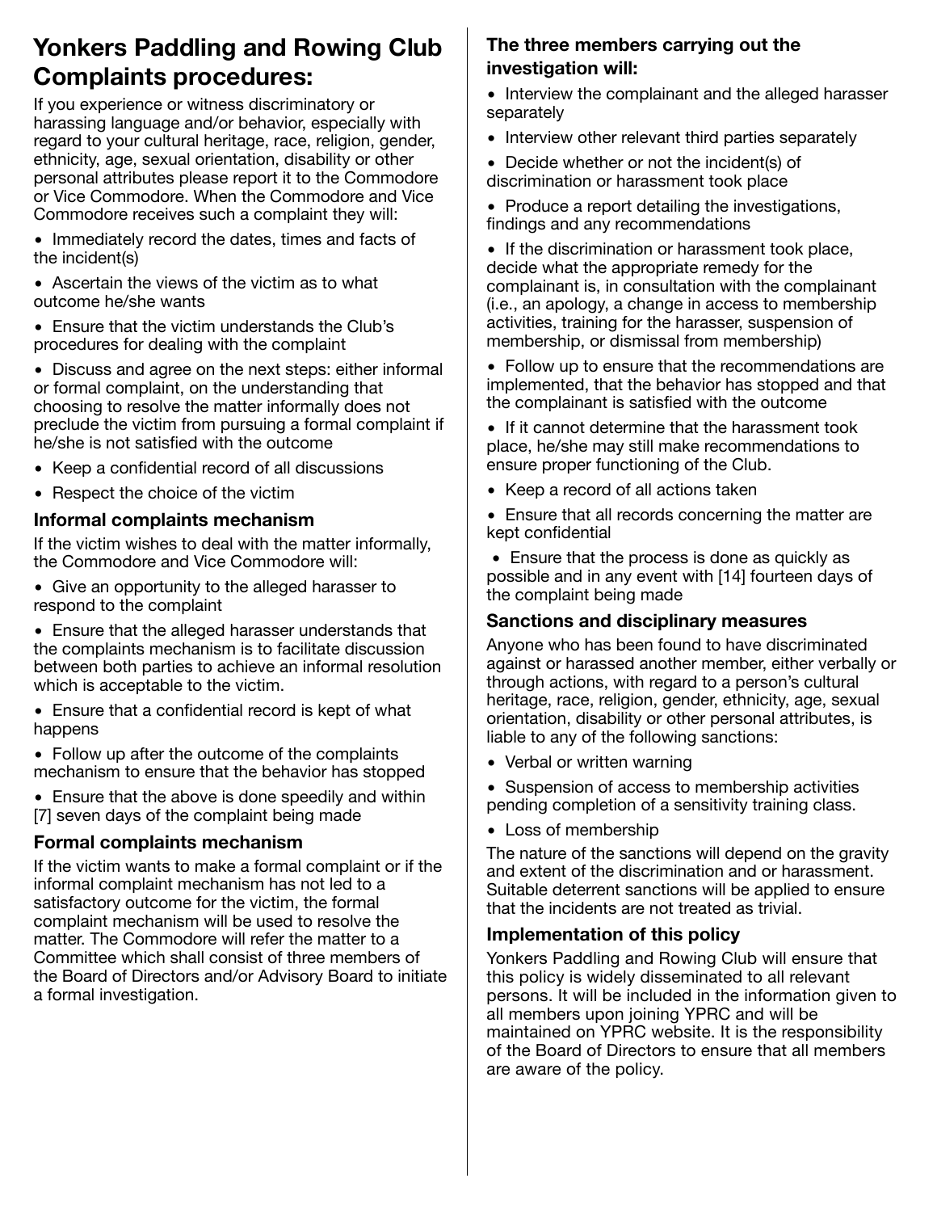# Yonkers Paddling and Rowing Club Complaints procedures:

If you experience or witness discriminatory or harassing language and/or behavior, especially with regard to your cultural heritage, race, religion, gender, ethnicity, age, sexual orientation, disability or other personal attributes please report it to the Commodore or Vice Commodore. When the Commodore and Vice Commodore receives such a complaint they will:

- Immediately record the dates, times and facts of the incident(s)
- Ascertain the views of the victim as to what outcome he/she wants
- Ensure that the victim understands the Club's procedures for dealing with the complaint
- Discuss and agree on the next steps: either informal or formal complaint, on the understanding that choosing to resolve the matter informally does not preclude the victim from pursuing a formal complaint if he/she is not satisfied with the outcome
- Keep a confidential record of all discussions
- Respect the choice of the victim

### Informal complaints mechanism

If the victim wishes to deal with the matter informally, the Commodore and Vice Commodore will:

- Give an opportunity to the alleged harasser to respond to the complaint
- Ensure that the alleged harasser understands that the complaints mechanism is to facilitate discussion between both parties to achieve an informal resolution which is acceptable to the victim.
- Ensure that a confidential record is kept of what happens
- Follow up after the outcome of the complaints mechanism to ensure that the behavior has stopped
- Ensure that the above is done speedily and within [7] seven days of the complaint being made

### Formal complaints mechanism

If the victim wants to make a formal complaint or if the informal complaint mechanism has not led to a satisfactory outcome for the victim, the formal complaint mechanism will be used to resolve the matter. The Commodore will refer the matter to a Committee which shall consist of three members of the Board of Directors and/or Advisory Board to initiate a formal investigation.

### The three members carrying out the investigation will:

- Interview the complainant and the alleged harasser separately
- Interview other relevant third parties separately
- Decide whether or not the incident(s) of discrimination or harassment took place
- Produce a report detailing the investigations, findings and any recommendations
- If the discrimination or harassment took place, decide what the appropriate remedy for the complainant is, in consultation with the complainant (i.e., an apology, a change in access to membership activities, training for the harasser, suspension of membership, or dismissal from membership)
- Follow up to ensure that the recommendations are implemented, that the behavior has stopped and that the complainant is satisfied with the outcome
- If it cannot determine that the harassment took place, he/she may still make recommendations to ensure proper functioning of the Club.
- Keep a record of all actions taken
- Ensure that all records concerning the matter are kept confidential
- Ensure that the process is done as quickly as possible and in any event with [14] fourteen days of the complaint being made

### Sanctions and disciplinary measures

Anyone who has been found to have discriminated against or harassed another member, either verbally or through actions, with regard to a person's cultural heritage, race, religion, gender, ethnicity, age, sexual orientation, disability or other personal attributes, is liable to any of the following sanctions:

- Verbal or written warning
- Suspension of access to membership activities pending completion of a sensitivity training class.
- Loss of membership

The nature of the sanctions will depend on the gravity and extent of the discrimination and or harassment. Suitable deterrent sanctions will be applied to ensure that the incidents are not treated as trivial.

### Implementation of this policy

Yonkers Paddling and Rowing Club will ensure that this policy is widely disseminated to all relevant persons. It will be included in the information given to all members upon joining YPRC and will be maintained on YPRC website. It is the responsibility of the Board of Directors to ensure that all members are aware of the policy.